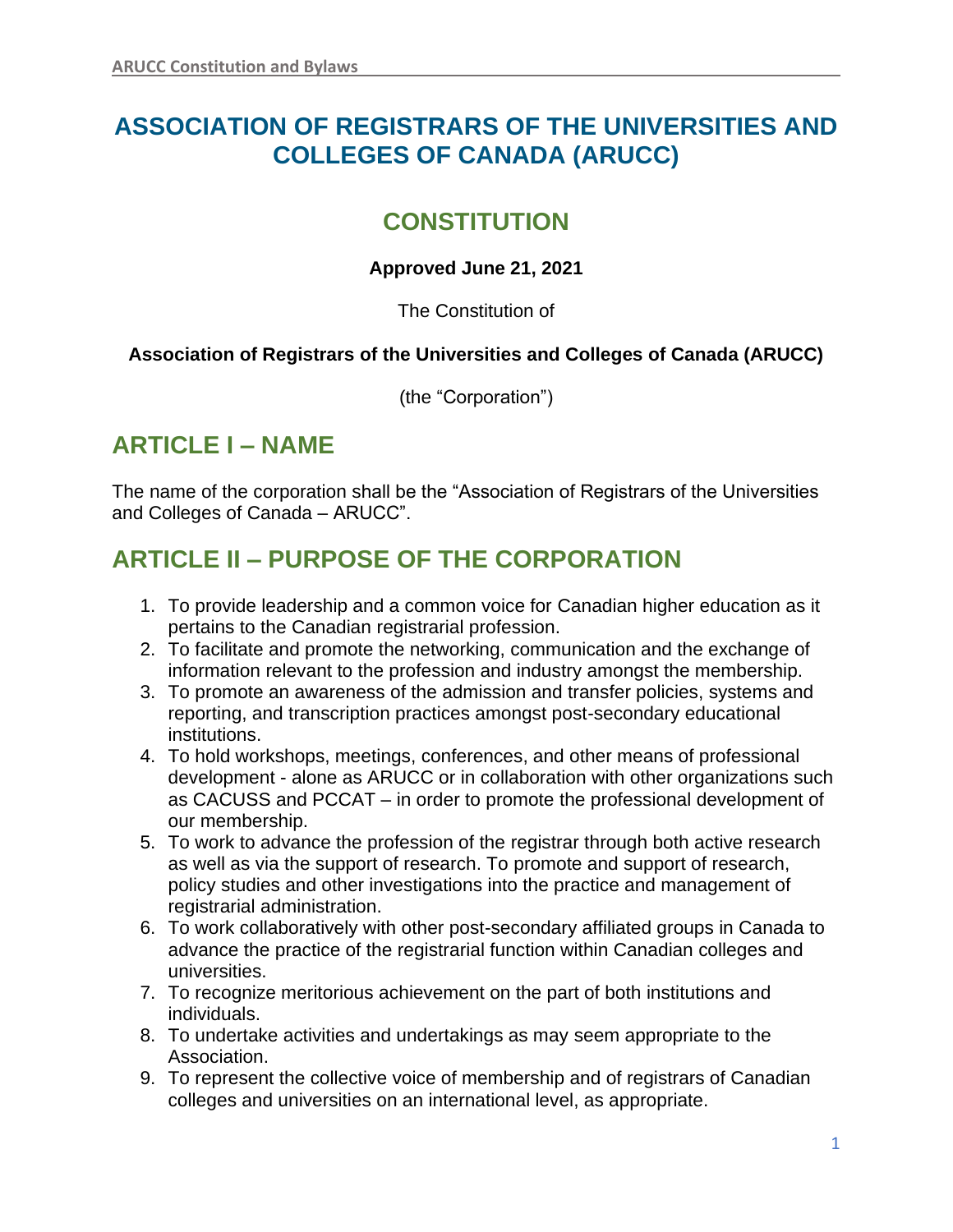# ASSOCIATION OF REGISTRARS OF THE UNIVERSITIES AND COLLEGES OF CANADA (ARUCC)

## CONSTITUTION

**Approved June 21, 2021**

The Constitution of

**Association of Registrars of the Universities and Colleges of Canada (ARUCC)**

(the "Corporation")

## ARTICLE I – NAME

The name of the corporation shall be the "Association of Registrars of the Universities and Colleges of Canada – ARUCC".

## ARTICLE II – PURPOSE OF THE CORPORATION

1. To provide leadership and a common voice for Canadian higher education as it pertains to the Canadian registrarial profession.
2. To facilitate and promote the networking, communication and the exchange of information relevant to the profession and industry amongst the membership.
3. To promote an awareness of the admission and transfer policies, systems and reporting, and transcription practices amongst post-secondary educational institutions.
4. To hold workshops, meetings, conferences, and other means of professional development - alone as ARUCC or in collaboration with other organizations such as CACUSS and PCCAT – in order to promote the professional development of our membership.
5. To work to advance the profession of the registrar through both active research as well as via the support of research. To promote and support of research, policy studies and other investigations into the practice and management of registrarial administration.
6. To work collaboratively with other post-secondary affiliated groups in Canada to advance the practice of the registrarial function within Canadian colleges and universities.
7. To recognize meritorious achievement on the part of both institutions and individuals.
8. To undertake activities and undertakings as may seem appropriate to the Association.
9. To represent the collective voice of membership and of registrars of Canadian colleges and universities on an international level, as appropriate.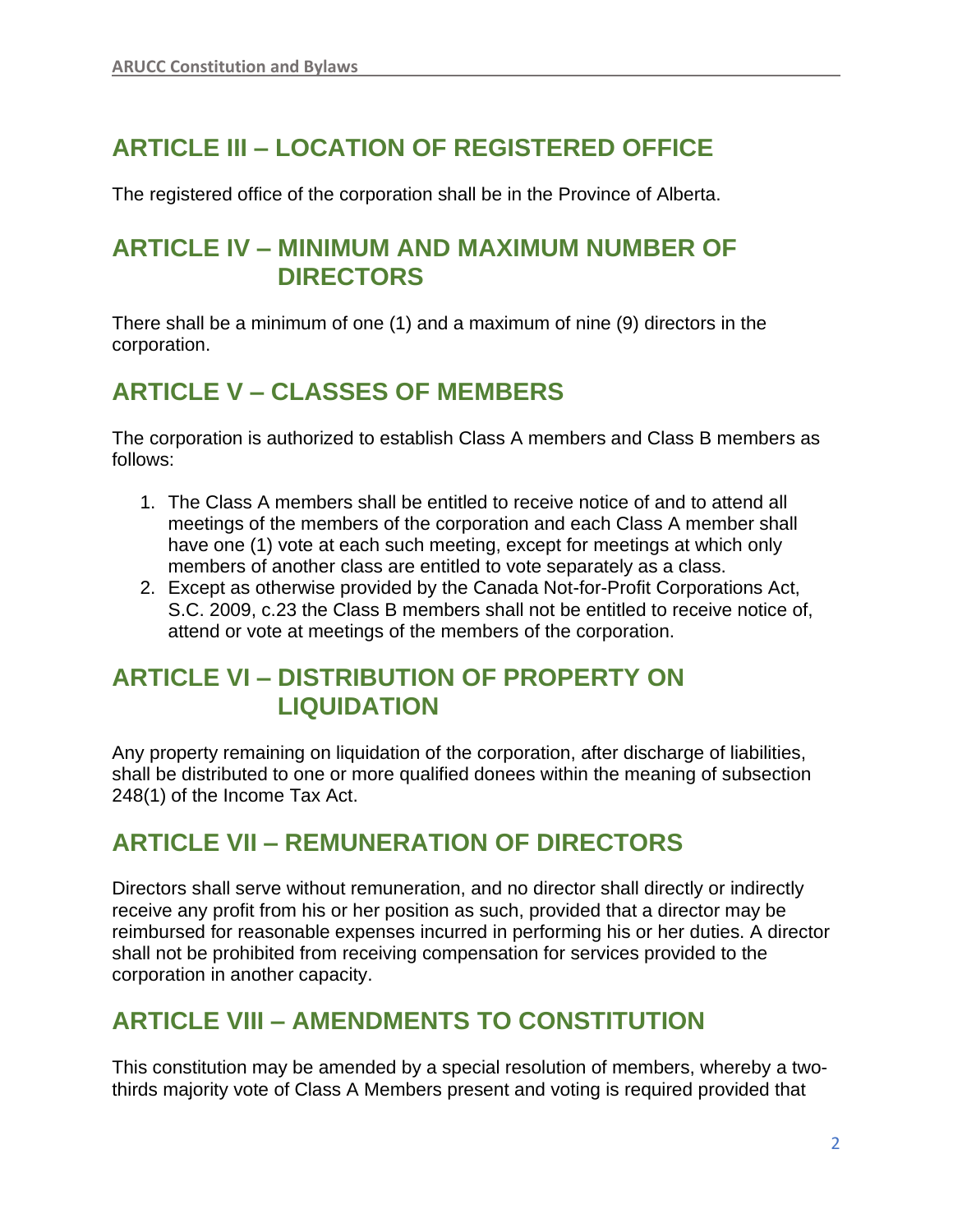## ARTICLE III – LOCATION OF REGISTERED OFFICE

The registered office of the corporation shall be in the Province of Alberta.

## ARTICLE IV – MINIMUM AND MAXIMUM NUMBER OF DIRECTORS

There shall be a minimum of one (1) and a maximum of nine (9) directors in the corporation.

## ARTICLE V – CLASSES OF MEMBERS

The corporation is authorized to establish Class A members and Class B members as follows:

1. The Class A members shall be entitled to receive notice of and to attend all meetings of the members of the corporation and each Class A member shall have one (1) vote at each such meeting, except for meetings at which only members of another class are entitled to vote separately as a class.
2. Except as otherwise provided by the Canada Not-for-Profit Corporations Act, S.C. 2009, c.23 the Class B members shall not be entitled to receive notice of, attend or vote at meetings of the members of the corporation.

## ARTICLE VI – DISTRIBUTION OF PROPERTY ON LIQUIDATION

Any property remaining on liquidation of the corporation, after discharge of liabilities, shall be distributed to one or more qualified donees within the meaning of subsection 248(1) of the Income Tax Act.

## ARTICLE VII – REMUNERATION OF DIRECTORS

Directors shall serve without remuneration, and no director shall directly or indirectly receive any profit from his or her position as such, provided that a director may be reimbursed for reasonable expenses incurred in performing his or her duties. A director shall not be prohibited from receiving compensation for services provided to the corporation in another capacity.

## ARTICLE VIII – AMENDMENTS TO CONSTITUTION

This constitution may be amended by a special resolution of members, whereby a two-thirds majority vote of Class A Members present and voting is required provided that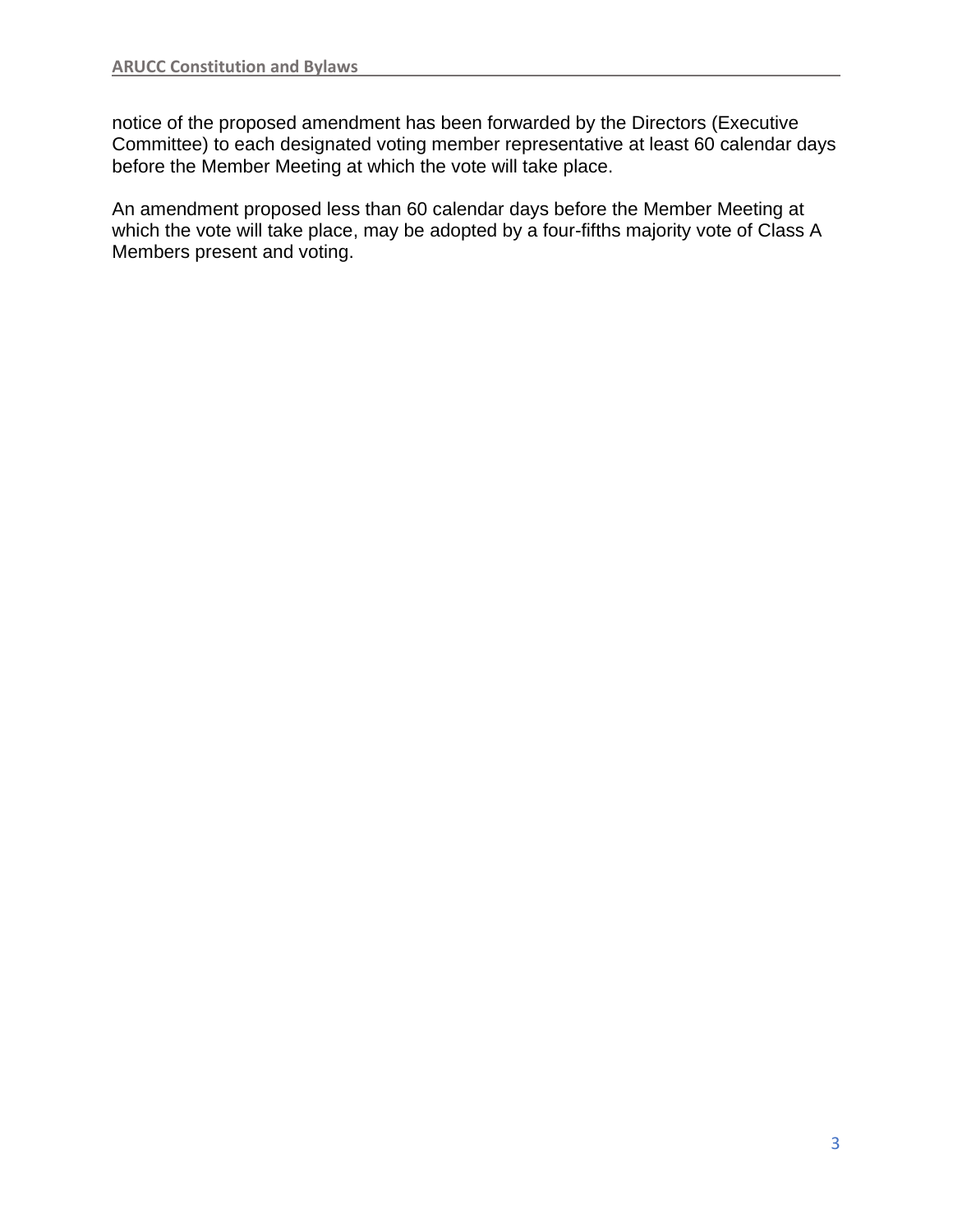notice of the proposed amendment has been forwarded by the Directors (Executive Committee) to each designated voting member representative at least 60 calendar days before the Member Meeting at which the vote will take place.

An amendment proposed less than 60 calendar days before the Member Meeting at which the vote will take place, may be adopted by a four-fifths majority vote of Class A Members present and voting.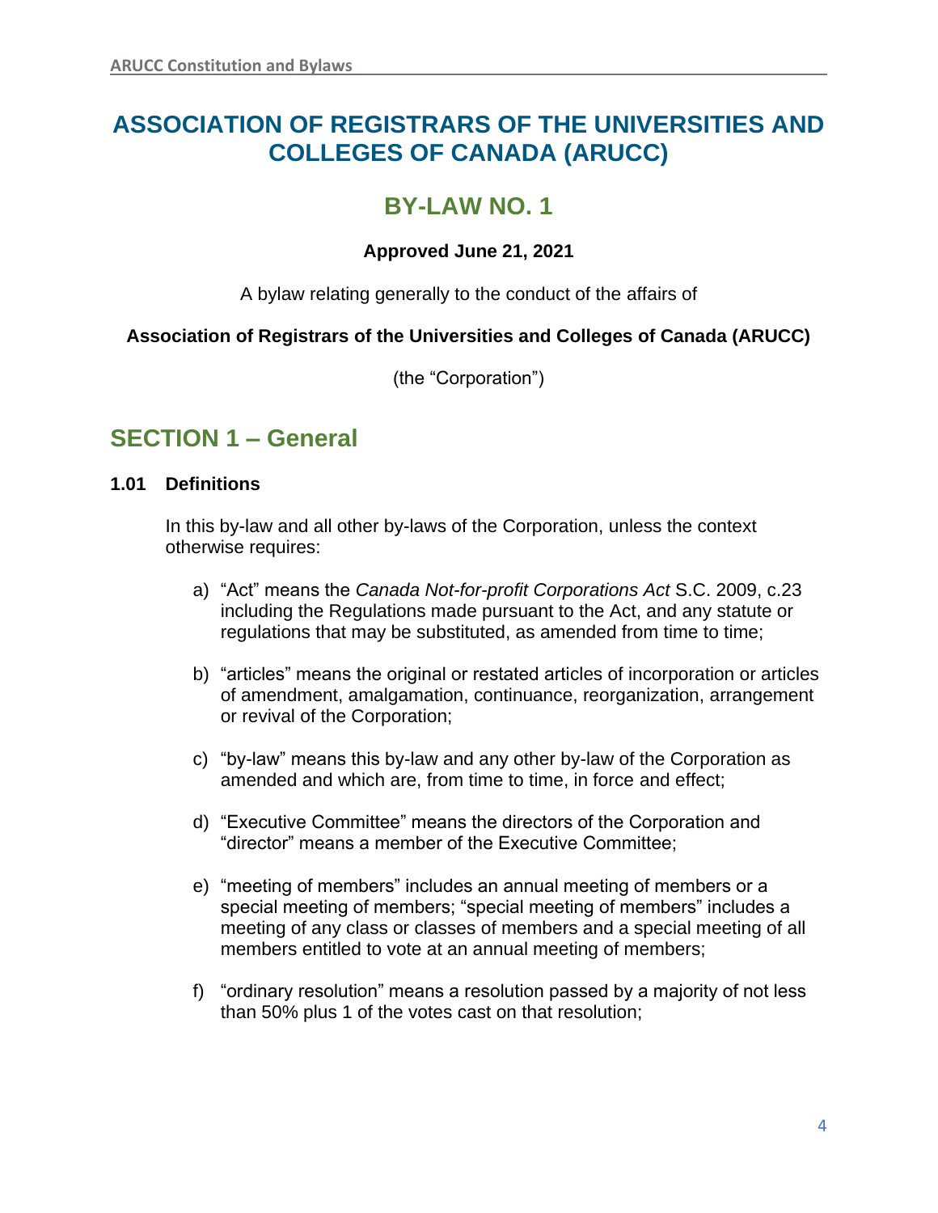# ASSOCIATION OF REGISTRARS OF THE UNIVERSITIES AND COLLEGES OF CANADA (ARUCC)

## BY-LAW NO. 1

**Approved June 21, 2021**

A bylaw relating generally to the conduct of the affairs of

**Association of Registrars of the Universities and Colleges of Canada (ARUCC)**

(the "Corporation")

## SECTION 1 – General

### 1.01 Definitions

In this by-law and all other by-laws of the Corporation, unless the context otherwise requires:

a) "Act" means the *Canada Not-for-profit Corporations Act* S.C. 2009, c.23 including the Regulations made pursuant to the Act, and any statute or regulations that may be substituted, as amended from time to time;

b) "articles" means the original or restated articles of incorporation or articles of amendment, amalgamation, continuance, reorganization, arrangement or revival of the Corporation;

c) "by-law" means this by-law and any other by-law of the Corporation as amended and which are, from time to time, in force and effect;

d) "Executive Committee" means the directors of the Corporation and "director" means a member of the Executive Committee;

e) "meeting of members" includes an annual meeting of members or a special meeting of members; "special meeting of members" includes a meeting of any class or classes of members and a special meeting of all members entitled to vote at an annual meeting of members;

f) "ordinary resolution" means a resolution passed by a majority of not less than 50% plus 1 of the votes cast on that resolution;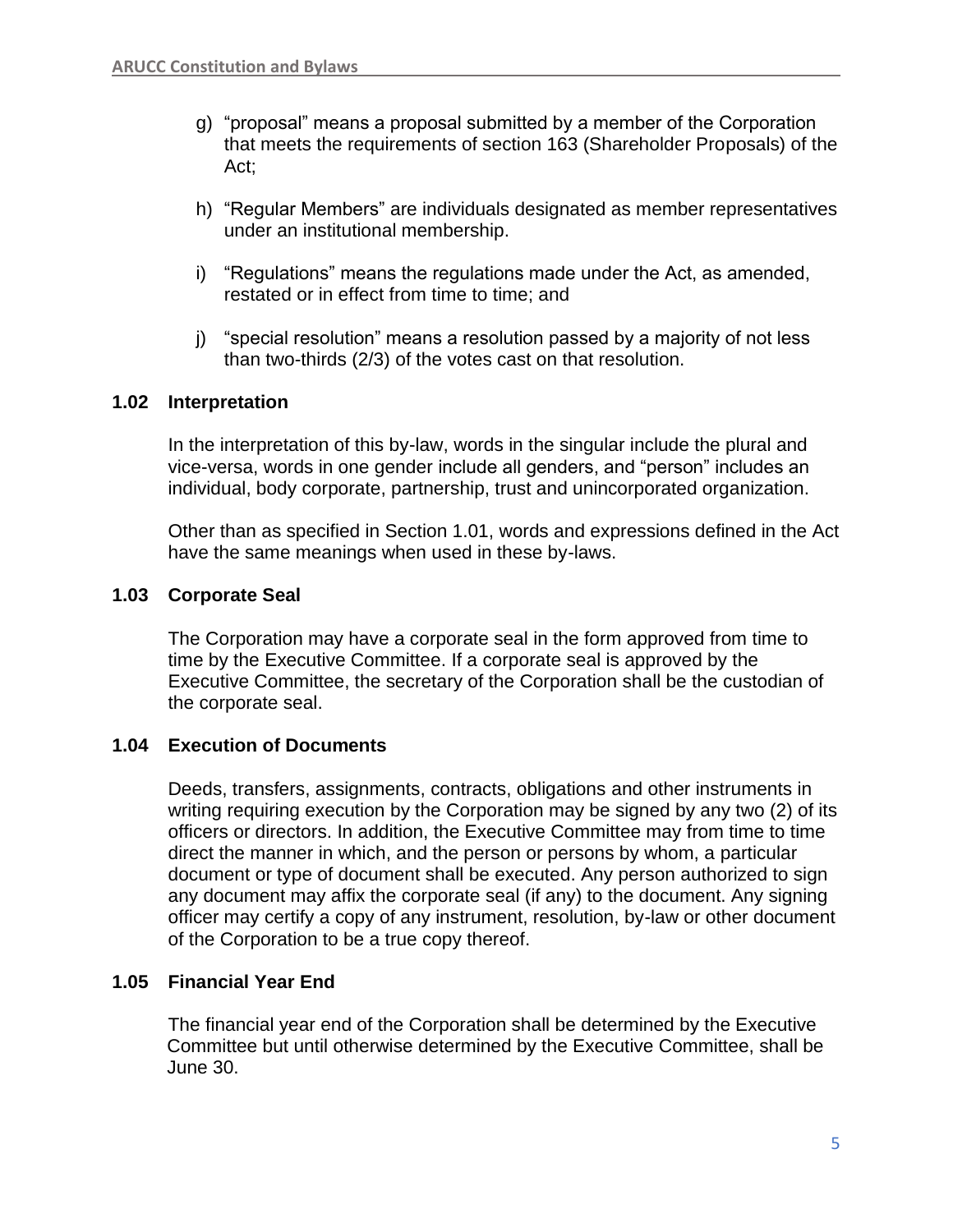g) "proposal" means a proposal submitted by a member of the Corporation that meets the requirements of section 163 (Shareholder Proposals) of the Act;

h) "Regular Members" are individuals designated as member representatives under an institutional membership.

i) "Regulations" means the regulations made under the Act, as amended, restated or in effect from time to time; and

j) "special resolution" means a resolution passed by a majority of not less than two-thirds (2/3) of the votes cast on that resolution.

### 1.02 Interpretation

In the interpretation of this by-law, words in the singular include the plural and vice-versa, words in one gender include all genders, and "person" includes an individual, body corporate, partnership, trust and unincorporated organization.

Other than as specified in Section 1.01, words and expressions defined in the Act have the same meanings when used in these by-laws.

### 1.03 Corporate Seal

The Corporation may have a corporate seal in the form approved from time to time by the Executive Committee. If a corporate seal is approved by the Executive Committee, the secretary of the Corporation shall be the custodian of the corporate seal.

### 1.04 Execution of Documents

Deeds, transfers, assignments, contracts, obligations and other instruments in writing requiring execution by the Corporation may be signed by any two (2) of its officers or directors. In addition, the Executive Committee may from time to time direct the manner in which, and the person or persons by whom, a particular document or type of document shall be executed. Any person authorized to sign any document may affix the corporate seal (if any) to the document. Any signing officer may certify a copy of any instrument, resolution, by-law or other document of the Corporation to be a true copy thereof.

### 1.05 Financial Year End

The financial year end of the Corporation shall be determined by the Executive Committee but until otherwise determined by the Executive Committee, shall be June 30.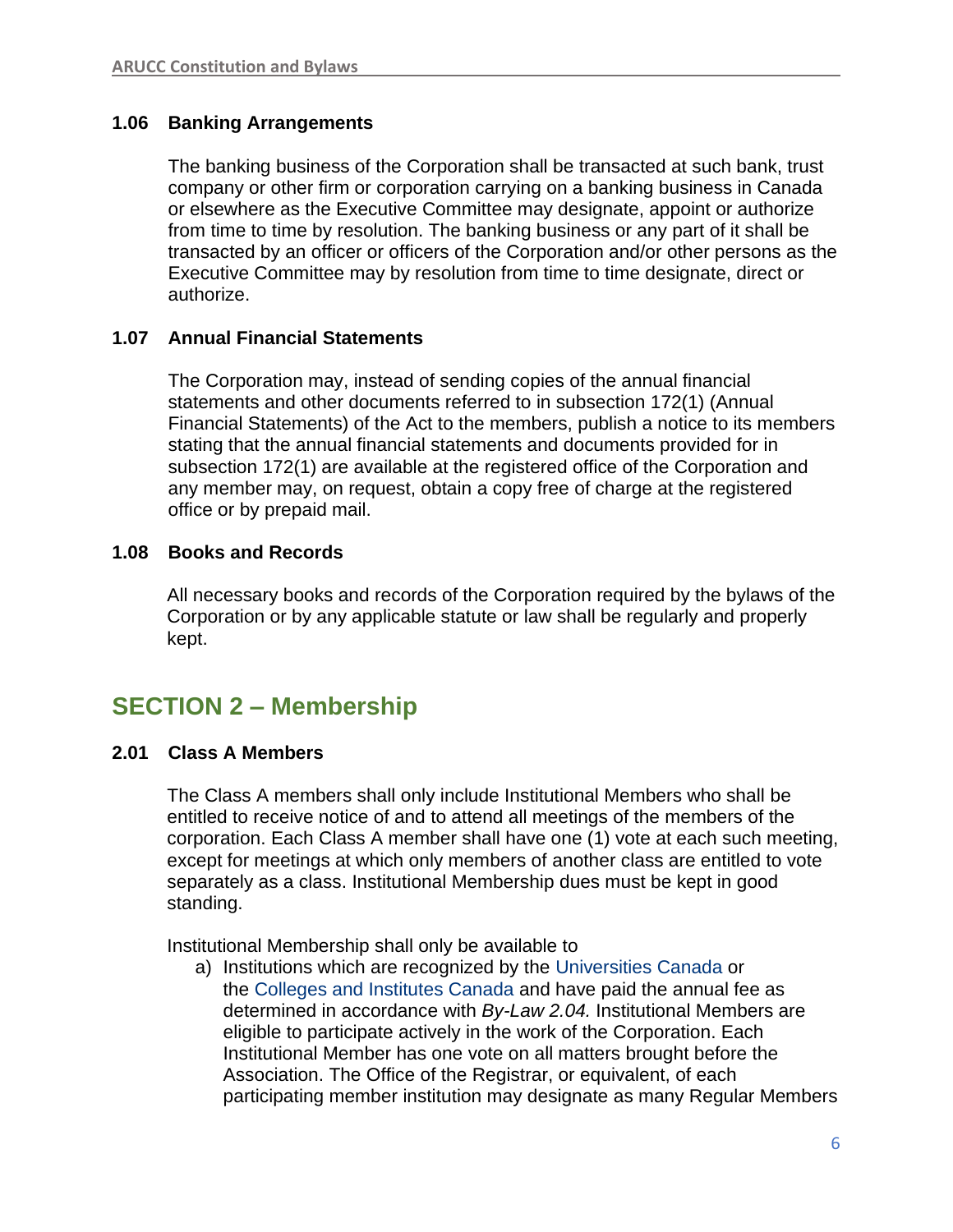### 1.06 Banking Arrangements

The banking business of the Corporation shall be transacted at such bank, trust company or other firm or corporation carrying on a banking business in Canada or elsewhere as the Executive Committee may designate, appoint or authorize from time to time by resolution. The banking business or any part of it shall be transacted by an officer or officers of the Corporation and/or other persons as the Executive Committee may by resolution from time to time designate, direct or authorize.

### 1.07 Annual Financial Statements

The Corporation may, instead of sending copies of the annual financial statements and other documents referred to in subsection 172(1) (Annual Financial Statements) of the Act to the members, publish a notice to its members stating that the annual financial statements and documents provided for in subsection 172(1) are available at the registered office of the Corporation and any member may, on request, obtain a copy free of charge at the registered office or by prepaid mail.

### 1.08 Books and Records

All necessary books and records of the Corporation required by the bylaws of the Corporation or by any applicable statute or law shall be regularly and properly kept.

## SECTION 2 – Membership

### 2.01 Class A Members

The Class A members shall only include Institutional Members who shall be entitled to receive notice of and to attend all meetings of the members of the corporation. Each Class A member shall have one (1) vote at each such meeting, except for meetings at which only members of another class are entitled to vote separately as a class. Institutional Membership dues must be kept in good standing.

Institutional Membership shall only be available to

a) Institutions which are recognized by the Universities Canada or the Colleges and Institutes Canada and have paid the annual fee as determined in accordance with *By-Law 2.04.* Institutional Members are eligible to participate actively in the work of the Corporation. Each Institutional Member has one vote on all matters brought before the Association. The Office of the Registrar, or equivalent, of each participating member institution may designate as many Regular Members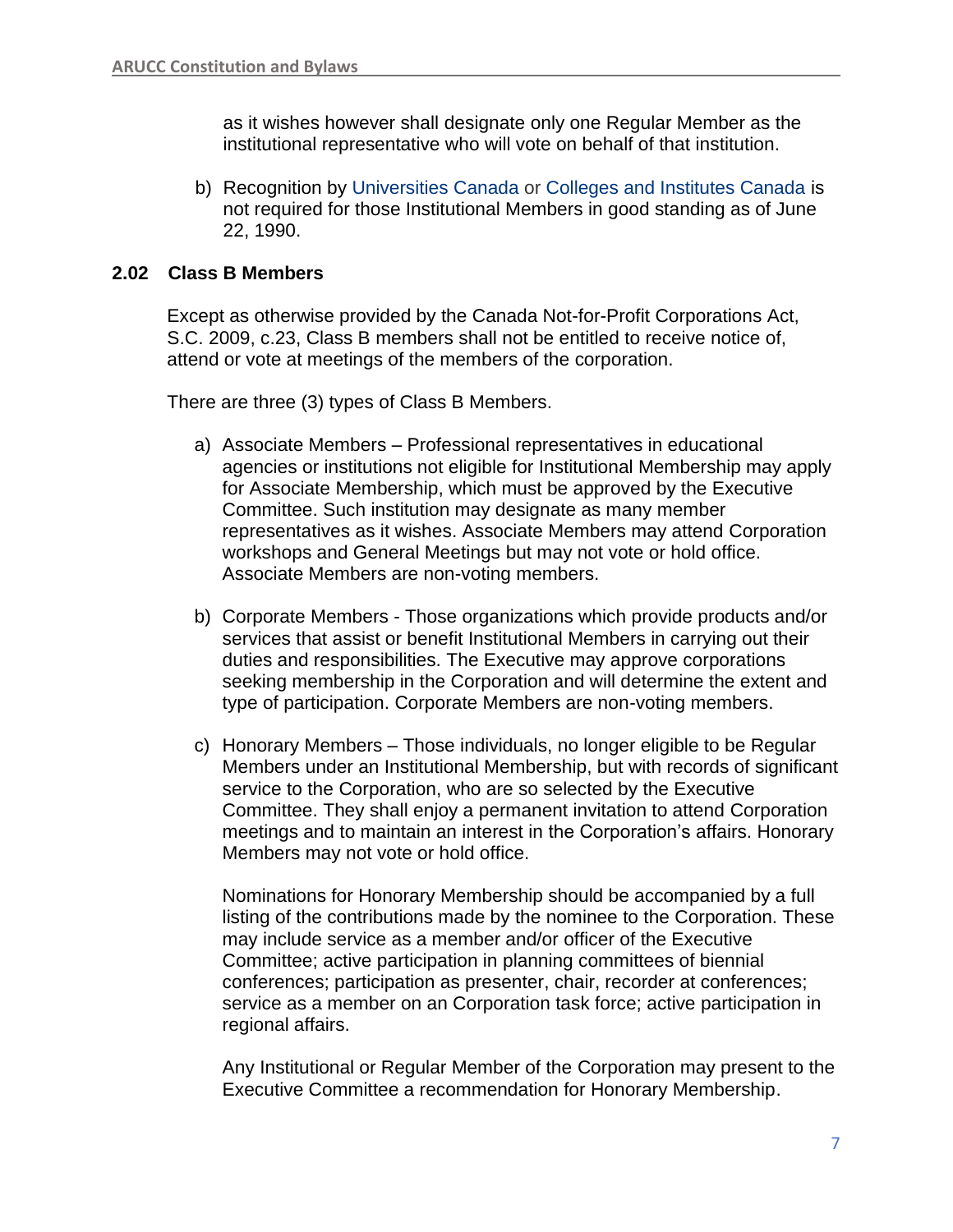as it wishes however shall designate only one Regular Member as the institutional representative who will vote on behalf of that institution.

b) Recognition by Universities Canada or Colleges and Institutes Canada is not required for those Institutional Members in good standing as of June 22, 1990.

### 2.02 Class B Members

Except as otherwise provided by the Canada Not-for-Profit Corporations Act, S.C. 2009, c.23, Class B members shall not be entitled to receive notice of, attend or vote at meetings of the members of the corporation.

There are three (3) types of Class B Members.

a) Associate Members – Professional representatives in educational agencies or institutions not eligible for Institutional Membership may apply for Associate Membership, which must be approved by the Executive Committee. Such institution may designate as many member representatives as it wishes. Associate Members may attend Corporation workshops and General Meetings but may not vote or hold office. Associate Members are non-voting members.

b) Corporate Members - Those organizations which provide products and/or services that assist or benefit Institutional Members in carrying out their duties and responsibilities. The Executive may approve corporations seeking membership in the Corporation and will determine the extent and type of participation. Corporate Members are non-voting members.

c) Honorary Members – Those individuals, no longer eligible to be Regular Members under an Institutional Membership, but with records of significant service to the Corporation, who are so selected by the Executive Committee. They shall enjoy a permanent invitation to attend Corporation meetings and to maintain an interest in the Corporation's affairs. Honorary Members may not vote or hold office.

   Nominations for Honorary Membership should be accompanied by a full listing of the contributions made by the nominee to the Corporation. These may include service as a member and/or officer of the Executive Committee; active participation in planning committees of biennial conferences; participation as presenter, chair, recorder at conferences; service as a member on an Corporation task force; active participation in regional affairs.

   Any Institutional or Regular Member of the Corporation may present to the Executive Committee a recommendation for Honorary Membership.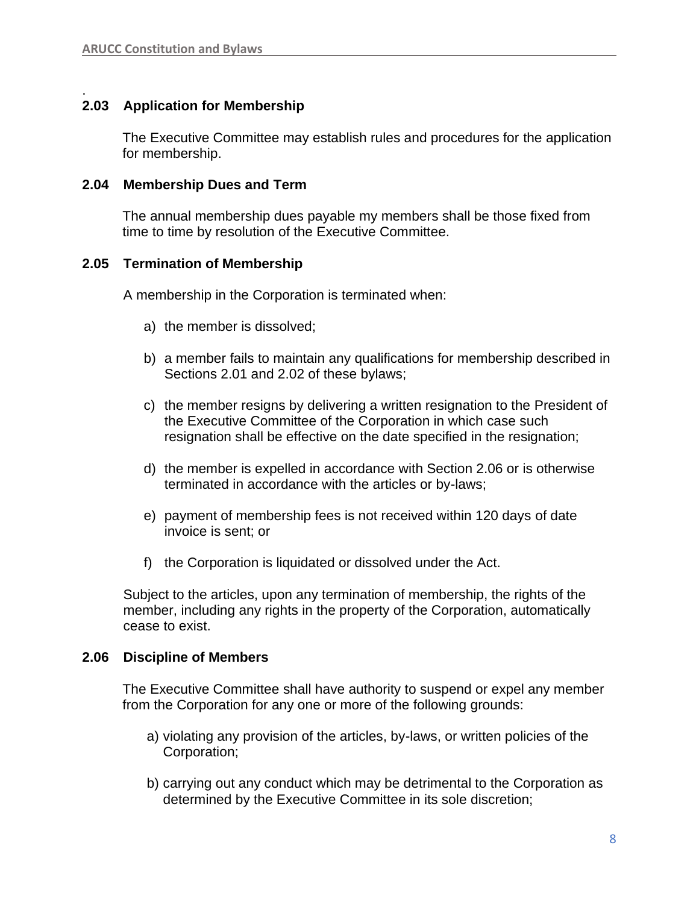.

### 2.03 Application for Membership

The Executive Committee may establish rules and procedures for the application for membership.

### 2.04 Membership Dues and Term

The annual membership dues payable my members shall be those fixed from time to time by resolution of the Executive Committee.

### 2.05 Termination of Membership

A membership in the Corporation is terminated when:

a) the member is dissolved;

b) a member fails to maintain any qualifications for membership described in Sections 2.01 and 2.02 of these bylaws;

c) the member resigns by delivering a written resignation to the President of the Executive Committee of the Corporation in which case such resignation shall be effective on the date specified in the resignation;

d) the member is expelled in accordance with Section 2.06 or is otherwise terminated in accordance with the articles or by-laws;

e) payment of membership fees is not received within 120 days of date invoice is sent; or

f) the Corporation is liquidated or dissolved under the Act.

Subject to the articles, upon any termination of membership, the rights of the member, including any rights in the property of the Corporation, automatically cease to exist.

### 2.06 Discipline of Members

The Executive Committee shall have authority to suspend or expel any member from the Corporation for any one or more of the following grounds:

a) violating any provision of the articles, by-laws, or written policies of the Corporation;

b) carrying out any conduct which may be detrimental to the Corporation as determined by the Executive Committee in its sole discretion;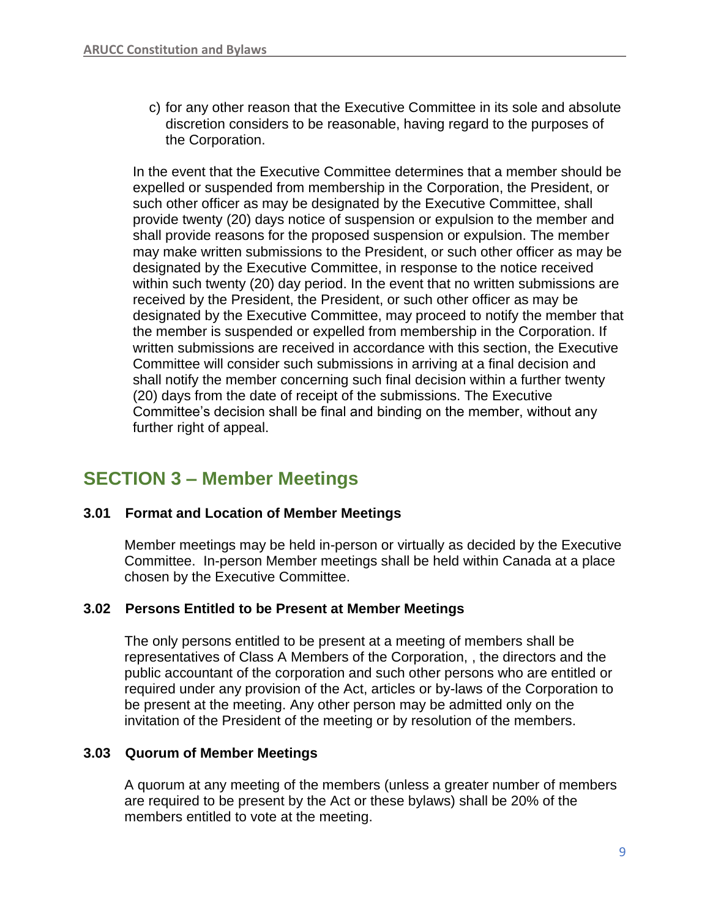c) for any other reason that the Executive Committee in its sole and absolute discretion considers to be reasonable, having regard to the purposes of the Corporation.

In the event that the Executive Committee determines that a member should be expelled or suspended from membership in the Corporation, the President, or such other officer as may be designated by the Executive Committee, shall provide twenty (20) days notice of suspension or expulsion to the member and shall provide reasons for the proposed suspension or expulsion. The member may make written submissions to the President, or such other officer as may be designated by the Executive Committee, in response to the notice received within such twenty (20) day period. In the event that no written submissions are received by the President, the President, or such other officer as may be designated by the Executive Committee, may proceed to notify the member that the member is suspended or expelled from membership in the Corporation. If written submissions are received in accordance with this section, the Executive Committee will consider such submissions in arriving at a final decision and shall notify the member concerning such final decision within a further twenty (20) days from the date of receipt of the submissions. The Executive Committee's decision shall be final and binding on the member, without any further right of appeal.

## SECTION 3 – Member Meetings

### 3.01 Format and Location of Member Meetings

Member meetings may be held in-person or virtually as decided by the Executive Committee. In-person Member meetings shall be held within Canada at a place chosen by the Executive Committee.

### 3.02 Persons Entitled to be Present at Member Meetings

The only persons entitled to be present at a meeting of members shall be representatives of Class A Members of the Corporation, , the directors and the public accountant of the corporation and such other persons who are entitled or required under any provision of the Act, articles or by-laws of the Corporation to be present at the meeting. Any other person may be admitted only on the invitation of the President of the meeting or by resolution of the members.

### 3.03 Quorum of Member Meetings

A quorum at any meeting of the members (unless a greater number of members are required to be present by the Act or these bylaws) shall be 20% of the members entitled to vote at the meeting.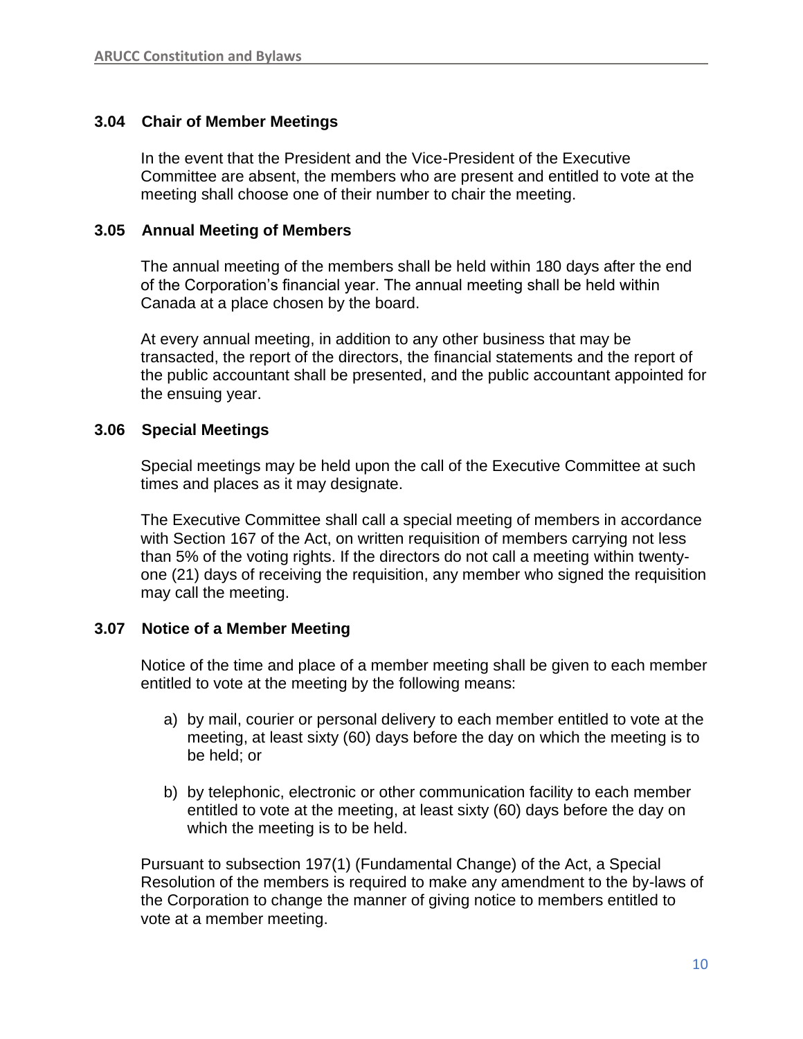### 3.04 Chair of Member Meetings

In the event that the President and the Vice-President of the Executive Committee are absent, the members who are present and entitled to vote at the meeting shall choose one of their number to chair the meeting.

### 3.05 Annual Meeting of Members

The annual meeting of the members shall be held within 180 days after the end of the Corporation's financial year. The annual meeting shall be held within Canada at a place chosen by the board.

At every annual meeting, in addition to any other business that may be transacted, the report of the directors, the financial statements and the report of the public accountant shall be presented, and the public accountant appointed for the ensuing year.

### 3.06 Special Meetings

Special meetings may be held upon the call of the Executive Committee at such times and places as it may designate.

The Executive Committee shall call a special meeting of members in accordance with Section 167 of the Act, on written requisition of members carrying not less than 5% of the voting rights. If the directors do not call a meeting within twenty-one (21) days of receiving the requisition, any member who signed the requisition may call the meeting.

### 3.07 Notice of a Member Meeting

Notice of the time and place of a member meeting shall be given to each member entitled to vote at the meeting by the following means:

a) by mail, courier or personal delivery to each member entitled to vote at the meeting, at least sixty (60) days before the day on which the meeting is to be held; or

b) by telephonic, electronic or other communication facility to each member entitled to vote at the meeting, at least sixty (60) days before the day on which the meeting is to be held.

Pursuant to subsection 197(1) (Fundamental Change) of the Act, a Special Resolution of the members is required to make any amendment to the by-laws of the Corporation to change the manner of giving notice to members entitled to vote at a member meeting.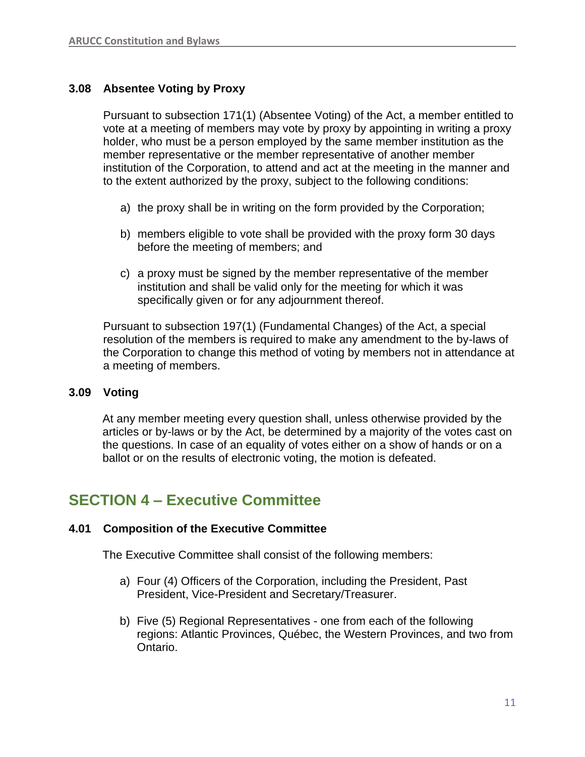### 3.08 Absentee Voting by Proxy

Pursuant to subsection 171(1) (Absentee Voting) of the Act, a member entitled to vote at a meeting of members may vote by proxy by appointing in writing a proxy holder, who must be a person employed by the same member institution as the member representative or the member representative of another member institution of the Corporation, to attend and act at the meeting in the manner and to the extent authorized by the proxy, subject to the following conditions:

a) the proxy shall be in writing on the form provided by the Corporation;

b) members eligible to vote shall be provided with the proxy form 30 days before the meeting of members; and

c) a proxy must be signed by the member representative of the member institution and shall be valid only for the meeting for which it was specifically given or for any adjournment thereof.

Pursuant to subsection 197(1) (Fundamental Changes) of the Act, a special resolution of the members is required to make any amendment to the by-laws of the Corporation to change this method of voting by members not in attendance at a meeting of members.

### 3.09 Voting

At any member meeting every question shall, unless otherwise provided by the articles or by-laws or by the Act, be determined by a majority of the votes cast on the questions. In case of an equality of votes either on a show of hands or on a ballot or on the results of electronic voting, the motion is defeated.

## SECTION 4 – Executive Committee

### 4.01 Composition of the Executive Committee

The Executive Committee shall consist of the following members:

a) Four (4) Officers of the Corporation, including the President, Past President, Vice-President and Secretary/Treasurer.

b) Five (5) Regional Representatives - one from each of the following regions: Atlantic Provinces, Québec, the Western Provinces, and two from Ontario.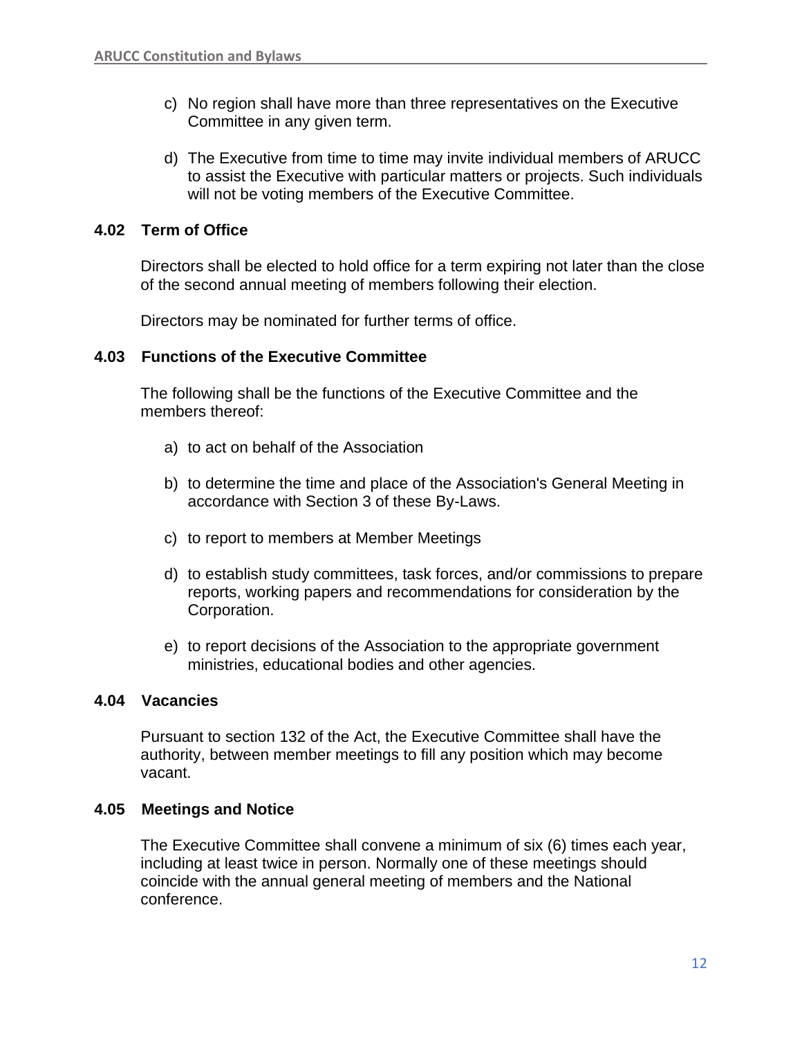c) No region shall have more than three representatives on the Executive Committee in any given term.

d) The Executive from time to time may invite individual members of ARUCC to assist the Executive with particular matters or projects. Such individuals will not be voting members of the Executive Committee.

### 4.02 Term of Office

Directors shall be elected to hold office for a term expiring not later than the close of the second annual meeting of members following their election.

Directors may be nominated for further terms of office.

### 4.03 Functions of the Executive Committee

The following shall be the functions of the Executive Committee and the members thereof:

a) to act on behalf of the Association

b) to determine the time and place of the Association's General Meeting in accordance with Section 3 of these By-Laws.

c) to report to members at Member Meetings

d) to establish study committees, task forces, and/or commissions to prepare reports, working papers and recommendations for consideration by the Corporation.

e) to report decisions of the Association to the appropriate government ministries, educational bodies and other agencies.

### 4.04 Vacancies

Pursuant to section 132 of the Act, the Executive Committee shall have the authority, between member meetings to fill any position which may become vacant.

### 4.05 Meetings and Notice

The Executive Committee shall convene a minimum of six (6) times each year, including at least twice in person. Normally one of these meetings should coincide with the annual general meeting of members and the National conference.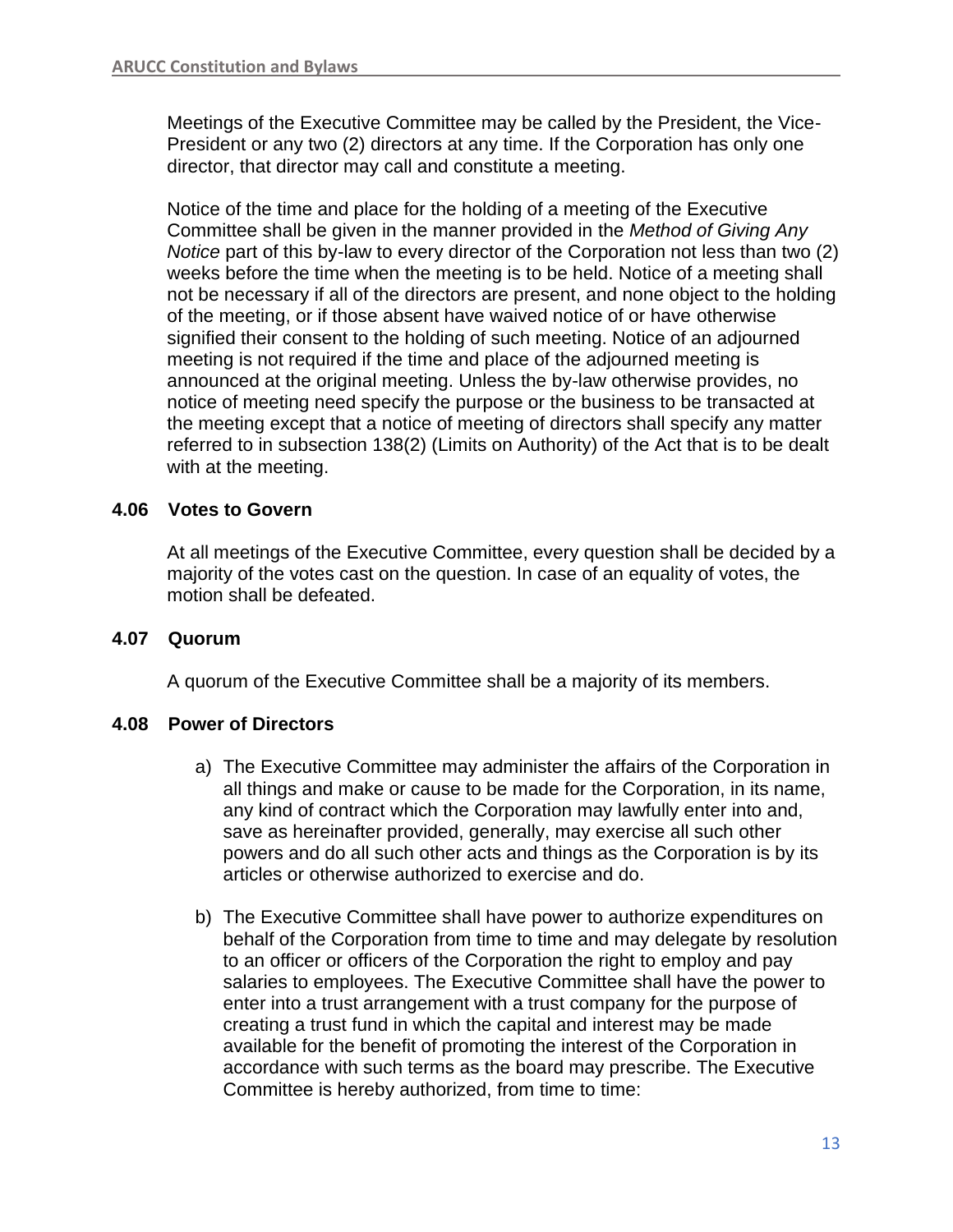Meetings of the Executive Committee may be called by the President, the Vice-President or any two (2) directors at any time. If the Corporation has only one director, that director may call and constitute a meeting.

Notice of the time and place for the holding of a meeting of the Executive Committee shall be given in the manner provided in the *Method of Giving Any Notice* part of this by-law to every director of the Corporation not less than two (2) weeks before the time when the meeting is to be held. Notice of a meeting shall not be necessary if all of the directors are present, and none object to the holding of the meeting, or if those absent have waived notice of or have otherwise signified their consent to the holding of such meeting. Notice of an adjourned meeting is not required if the time and place of the adjourned meeting is announced at the original meeting. Unless the by-law otherwise provides, no notice of meeting need specify the purpose or the business to be transacted at the meeting except that a notice of meeting of directors shall specify any matter referred to in subsection 138(2) (Limits on Authority) of the Act that is to be dealt with at the meeting.

### 4.06 Votes to Govern

At all meetings of the Executive Committee, every question shall be decided by a majority of the votes cast on the question. In case of an equality of votes, the motion shall be defeated.

### 4.07 Quorum

A quorum of the Executive Committee shall be a majority of its members.

### 4.08 Power of Directors

a) The Executive Committee may administer the affairs of the Corporation in all things and make or cause to be made for the Corporation, in its name, any kind of contract which the Corporation may lawfully enter into and, save as hereinafter provided, generally, may exercise all such other powers and do all such other acts and things as the Corporation is by its articles or otherwise authorized to exercise and do.

b) The Executive Committee shall have power to authorize expenditures on behalf of the Corporation from time to time and may delegate by resolution to an officer or officers of the Corporation the right to employ and pay salaries to employees. The Executive Committee shall have the power to enter into a trust arrangement with a trust company for the purpose of creating a trust fund in which the capital and interest may be made available for the benefit of promoting the interest of the Corporation in accordance with such terms as the board may prescribe. The Executive Committee is hereby authorized, from time to time: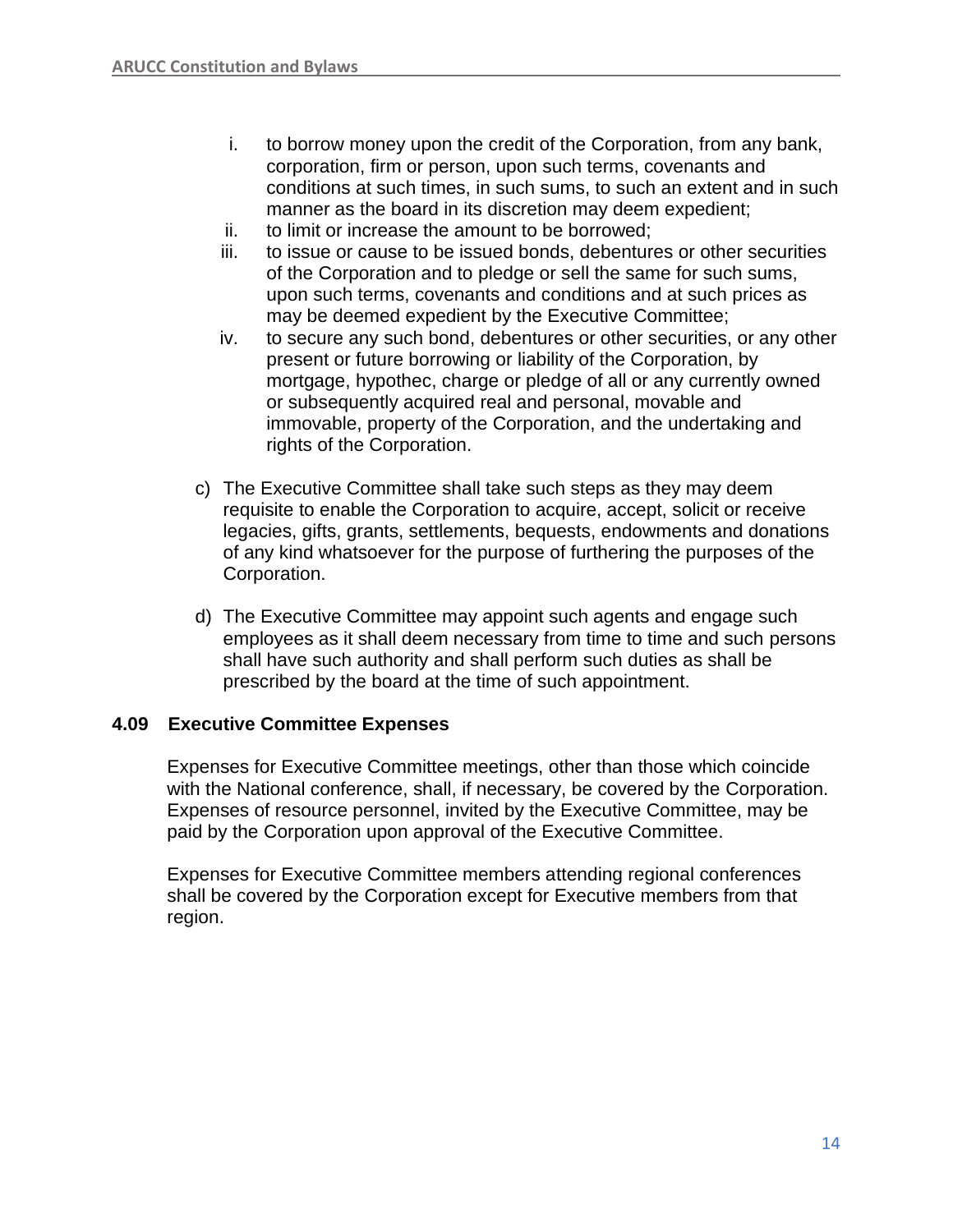i. to borrow money upon the credit of the Corporation, from any bank, corporation, firm or person, upon such terms, covenants and conditions at such times, in such sums, to such an extent and in such manner as the board in its discretion may deem expedient;
ii. to limit or increase the amount to be borrowed;
iii. to issue or cause to be issued bonds, debentures or other securities of the Corporation and to pledge or sell the same for such sums, upon such terms, covenants and conditions and at such prices as may be deemed expedient by the Executive Committee;
iv. to secure any such bond, debentures or other securities, or any other present or future borrowing or liability of the Corporation, by mortgage, hypothec, charge or pledge of all or any currently owned or subsequently acquired real and personal, movable and immovable, property of the Corporation, and the undertaking and rights of the Corporation.

c) The Executive Committee shall take such steps as they may deem requisite to enable the Corporation to acquire, accept, solicit or receive legacies, gifts, grants, settlements, bequests, endowments and donations of any kind whatsoever for the purpose of furthering the purposes of the Corporation.

d) The Executive Committee may appoint such agents and engage such employees as it shall deem necessary from time to time and such persons shall have such authority and shall perform such duties as shall be prescribed by the board at the time of such appointment.

### 4.09 Executive Committee Expenses

Expenses for Executive Committee meetings, other than those which coincide with the National conference, shall, if necessary, be covered by the Corporation. Expenses of resource personnel, invited by the Executive Committee, may be paid by the Corporation upon approval of the Executive Committee.

Expenses for Executive Committee members attending regional conferences shall be covered by the Corporation except for Executive members from that region.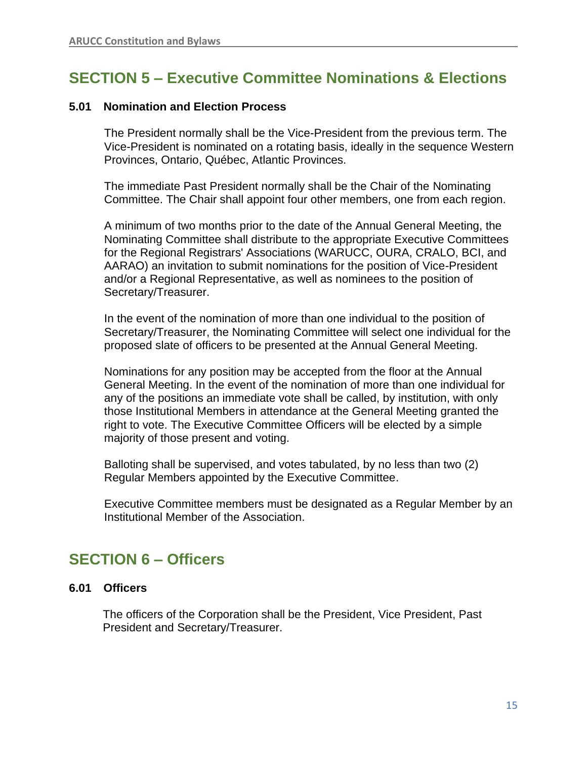## SECTION 5 – Executive Committee Nominations & Elections

### 5.01 Nomination and Election Process

The President normally shall be the Vice-President from the previous term. The Vice-President is nominated on a rotating basis, ideally in the sequence Western Provinces, Ontario, Québec, Atlantic Provinces.

The immediate Past President normally shall be the Chair of the Nominating Committee. The Chair shall appoint four other members, one from each region.

A minimum of two months prior to the date of the Annual General Meeting, the Nominating Committee shall distribute to the appropriate Executive Committees for the Regional Registrars' Associations (WARUCC, OURA, CRALO, BCI, and AARAO) an invitation to submit nominations for the position of Vice-President and/or a Regional Representative, as well as nominees to the position of Secretary/Treasurer.

In the event of the nomination of more than one individual to the position of Secretary/Treasurer, the Nominating Committee will select one individual for the proposed slate of officers to be presented at the Annual General Meeting.

Nominations for any position may be accepted from the floor at the Annual General Meeting. In the event of the nomination of more than one individual for any of the positions an immediate vote shall be called, by institution, with only those Institutional Members in attendance at the General Meeting granted the right to vote. The Executive Committee Officers will be elected by a simple majority of those present and voting.

Balloting shall be supervised, and votes tabulated, by no less than two (2) Regular Members appointed by the Executive Committee.

Executive Committee members must be designated as a Regular Member by an Institutional Member of the Association.

## SECTION 6 – Officers

### 6.01 Officers

The officers of the Corporation shall be the President, Vice President, Past President and Secretary/Treasurer.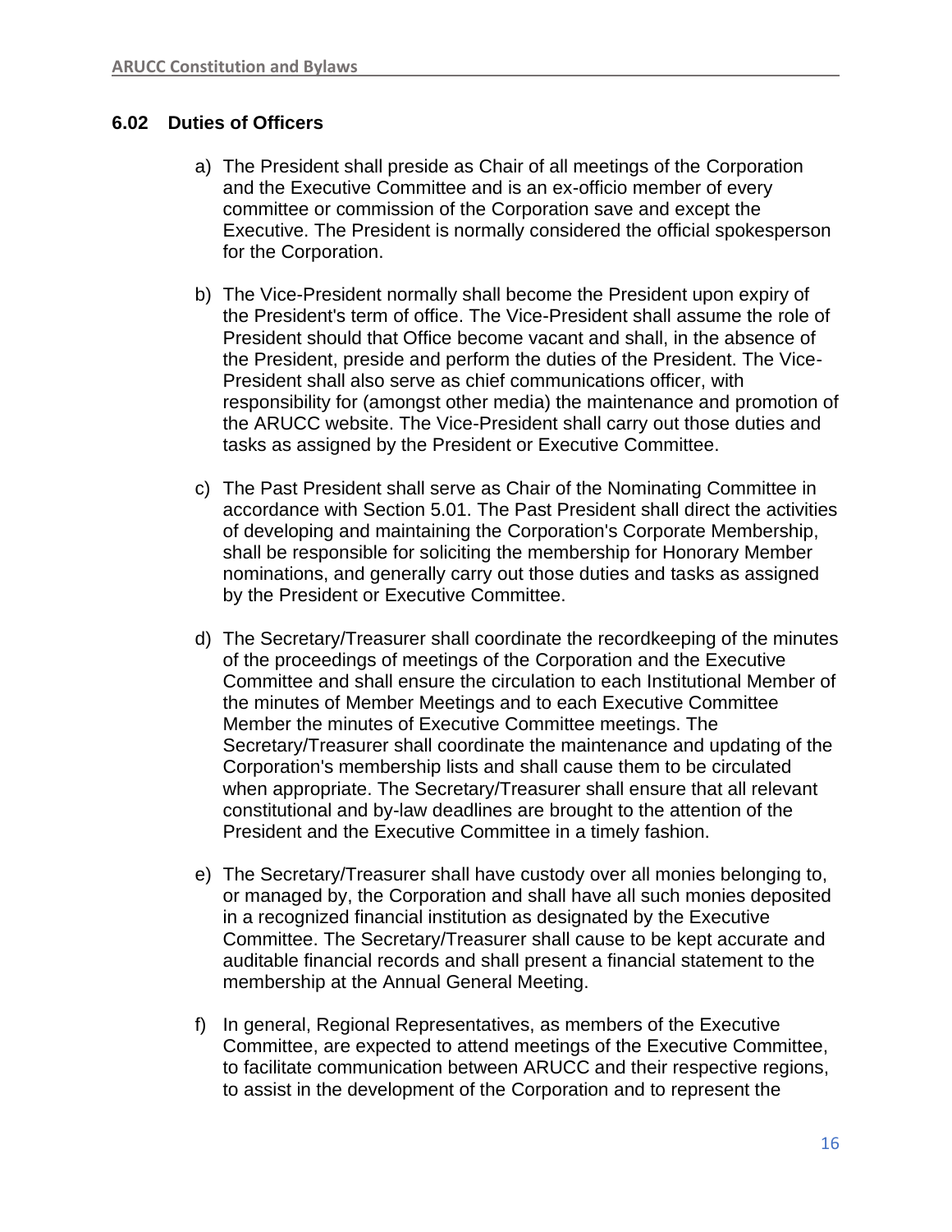### 6.02 Duties of Officers

a) The President shall preside as Chair of all meetings of the Corporation and the Executive Committee and is an ex-officio member of every committee or commission of the Corporation save and except the Executive. The President is normally considered the official spokesperson for the Corporation.

b) The Vice-President normally shall become the President upon expiry of the President's term of office. The Vice-President shall assume the role of President should that Office become vacant and shall, in the absence of the President, preside and perform the duties of the President. The Vice-President shall also serve as chief communications officer, with responsibility for (amongst other media) the maintenance and promotion of the ARUCC website. The Vice-President shall carry out those duties and tasks as assigned by the President or Executive Committee.

c) The Past President shall serve as Chair of the Nominating Committee in accordance with Section 5.01. The Past President shall direct the activities of developing and maintaining the Corporation's Corporate Membership, shall be responsible for soliciting the membership for Honorary Member nominations, and generally carry out those duties and tasks as assigned by the President or Executive Committee.

d) The Secretary/Treasurer shall coordinate the recordkeeping of the minutes of the proceedings of meetings of the Corporation and the Executive Committee and shall ensure the circulation to each Institutional Member of the minutes of Member Meetings and to each Executive Committee Member the minutes of Executive Committee meetings. The Secretary/Treasurer shall coordinate the maintenance and updating of the Corporation's membership lists and shall cause them to be circulated when appropriate. The Secretary/Treasurer shall ensure that all relevant constitutional and by-law deadlines are brought to the attention of the President and the Executive Committee in a timely fashion.

e) The Secretary/Treasurer shall have custody over all monies belonging to, or managed by, the Corporation and shall have all such monies deposited in a recognized financial institution as designated by the Executive Committee. The Secretary/Treasurer shall cause to be kept accurate and auditable financial records and shall present a financial statement to the membership at the Annual General Meeting.

f) In general, Regional Representatives, as members of the Executive Committee, are expected to attend meetings of the Executive Committee, to facilitate communication between ARUCC and their respective regions, to assist in the development of the Corporation and to represent the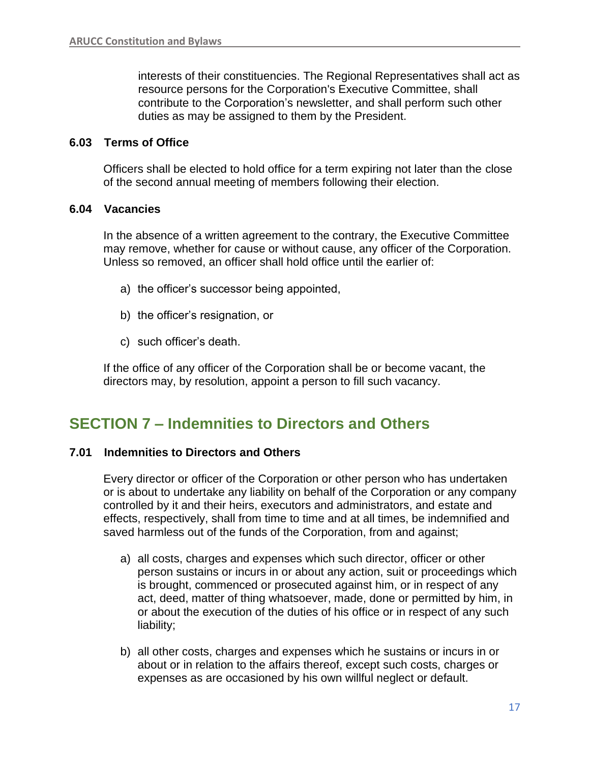interests of their constituencies. The Regional Representatives shall act as resource persons for the Corporation's Executive Committee, shall contribute to the Corporation's newsletter, and shall perform such other duties as may be assigned to them by the President.

### 6.03 Terms of Office

Officers shall be elected to hold office for a term expiring not later than the close of the second annual meeting of members following their election.

### 6.04 Vacancies

In the absence of a written agreement to the contrary, the Executive Committee may remove, whether for cause or without cause, any officer of the Corporation. Unless so removed, an officer shall hold office until the earlier of:

a) the officer's successor being appointed,

b) the officer's resignation, or

c) such officer's death.

If the office of any officer of the Corporation shall be or become vacant, the directors may, by resolution, appoint a person to fill such vacancy.

## SECTION 7 – Indemnities to Directors and Others

### 7.01 Indemnities to Directors and Others

Every director or officer of the Corporation or other person who has undertaken or is about to undertake any liability on behalf of the Corporation or any company controlled by it and their heirs, executors and administrators, and estate and effects, respectively, shall from time to time and at all times, be indemnified and saved harmless out of the funds of the Corporation, from and against;

a) all costs, charges and expenses which such director, officer or other person sustains or incurs in or about any action, suit or proceedings which is brought, commenced or prosecuted against him, or in respect of any act, deed, matter of thing whatsoever, made, done or permitted by him, in or about the execution of the duties of his office or in respect of any such liability;

b) all other costs, charges and expenses which he sustains or incurs in or about or in relation to the affairs thereof, except such costs, charges or expenses as are occasioned by his own willful neglect or default.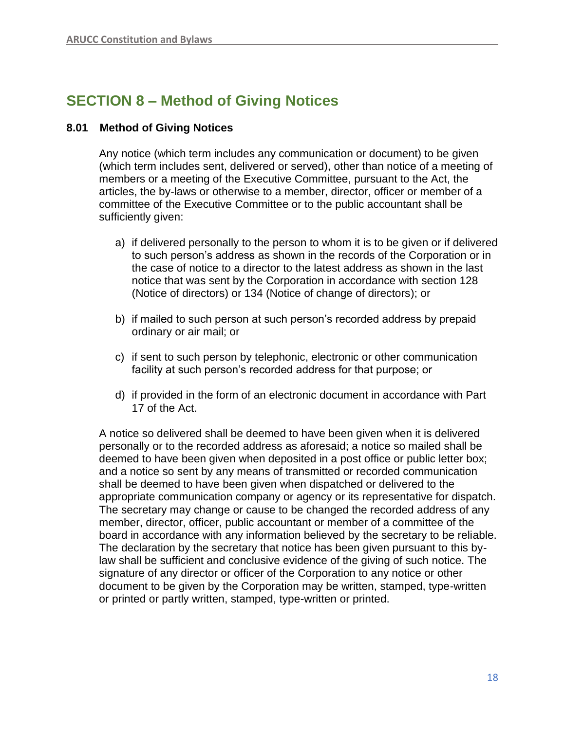## SECTION 8 – Method of Giving Notices

### 8.01 Method of Giving Notices

Any notice (which term includes any communication or document) to be given (which term includes sent, delivered or served), other than notice of a meeting of members or a meeting of the Executive Committee, pursuant to the Act, the articles, the by-laws or otherwise to a member, director, officer or member of a committee of the Executive Committee or to the public accountant shall be sufficiently given:

a) if delivered personally to the person to whom it is to be given or if delivered to such person's address as shown in the records of the Corporation or in the case of notice to a director to the latest address as shown in the last notice that was sent by the Corporation in accordance with section 128 (Notice of directors) or 134 (Notice of change of directors); or

b) if mailed to such person at such person's recorded address by prepaid ordinary or air mail; or

c) if sent to such person by telephonic, electronic or other communication facility at such person's recorded address for that purpose; or

d) if provided in the form of an electronic document in accordance with Part 17 of the Act.

A notice so delivered shall be deemed to have been given when it is delivered personally or to the recorded address as aforesaid; a notice so mailed shall be deemed to have been given when deposited in a post office or public letter box; and a notice so sent by any means of transmitted or recorded communication shall be deemed to have been given when dispatched or delivered to the appropriate communication company or agency or its representative for dispatch. The secretary may change or cause to be changed the recorded address of any member, director, officer, public accountant or member of a committee of the board in accordance with any information believed by the secretary to be reliable. The declaration by the secretary that notice has been given pursuant to this by-law shall be sufficient and conclusive evidence of the giving of such notice. The signature of any director or officer of the Corporation to any notice or other document to be given by the Corporation may be written, stamped, type-written or printed or partly written, stamped, type-written or printed.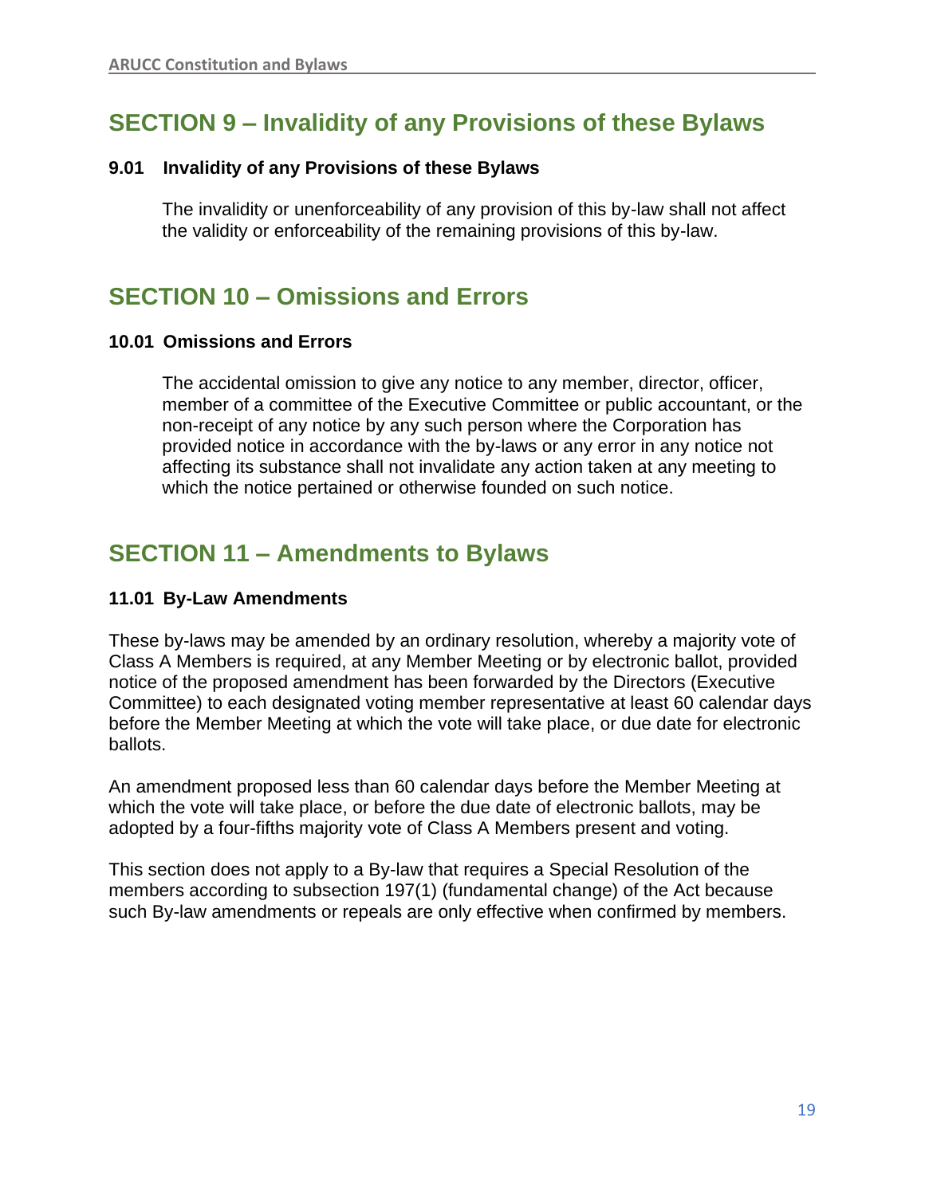## SECTION 9 – Invalidity of any Provisions of these Bylaws

### 9.01 Invalidity of any Provisions of these Bylaws

The invalidity or unenforceability of any provision of this by-law shall not affect the validity or enforceability of the remaining provisions of this by-law.

## SECTION 10 – Omissions and Errors

### 10.01 Omissions and Errors

The accidental omission to give any notice to any member, director, officer, member of a committee of the Executive Committee or public accountant, or the non-receipt of any notice by any such person where the Corporation has provided notice in accordance with the by-laws or any error in any notice not affecting its substance shall not invalidate any action taken at any meeting to which the notice pertained or otherwise founded on such notice.

## SECTION 11 – Amendments to Bylaws

### 11.01 By-Law Amendments

These by-laws may be amended by an ordinary resolution, whereby a majority vote of Class A Members is required, at any Member Meeting or by electronic ballot, provided notice of the proposed amendment has been forwarded by the Directors (Executive Committee) to each designated voting member representative at least 60 calendar days before the Member Meeting at which the vote will take place, or due date for electronic ballots.

An amendment proposed less than 60 calendar days before the Member Meeting at which the vote will take place, or before the due date of electronic ballots, may be adopted by a four-fifths majority vote of Class A Members present and voting.

This section does not apply to a By-law that requires a Special Resolution of the members according to subsection 197(1) (fundamental change) of the Act because such By-law amendments or repeals are only effective when confirmed by members.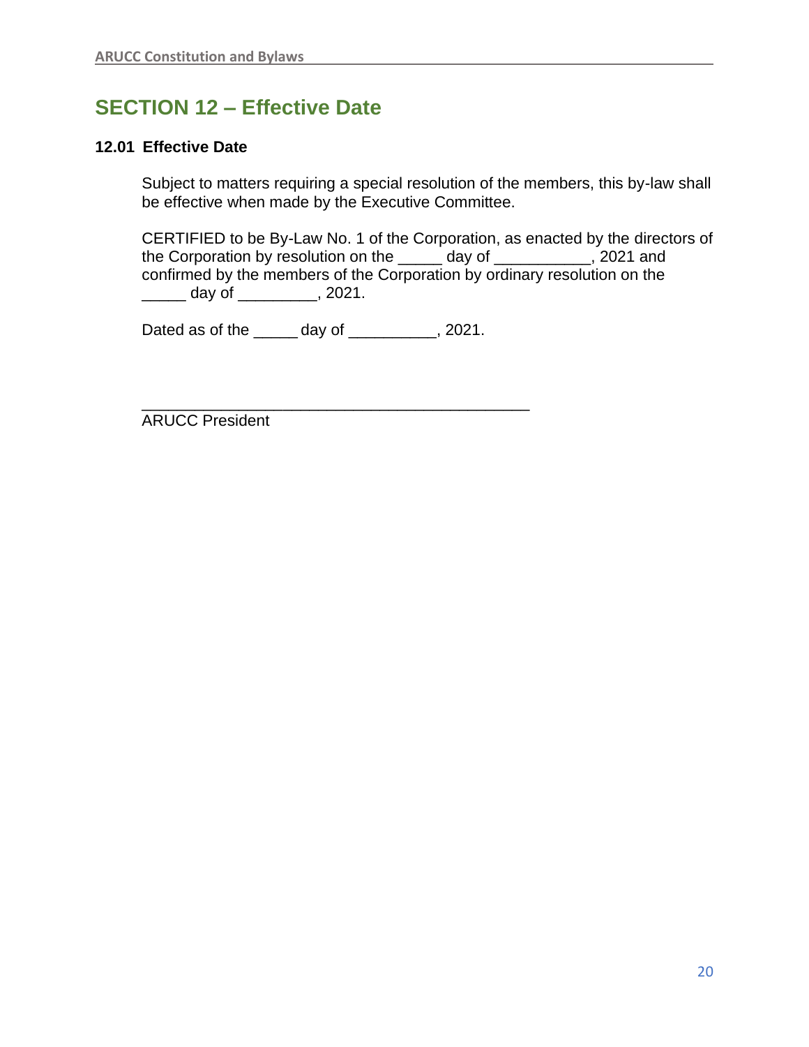## SECTION 12 – Effective Date

### 12.01 Effective Date

Subject to matters requiring a special resolution of the members, this by-law shall be effective when made by the Executive Committee.

CERTIFIED to be By-Law No. 1 of the Corporation, as enacted by the directors of the Corporation by resolution on the _____ day of ___________, 2021 and confirmed by the members of the Corporation by ordinary resolution on the _____ day of _________, 2021.

Dated as of the _____ day of __________, 2021.

_____________________________________________

ARUCC President